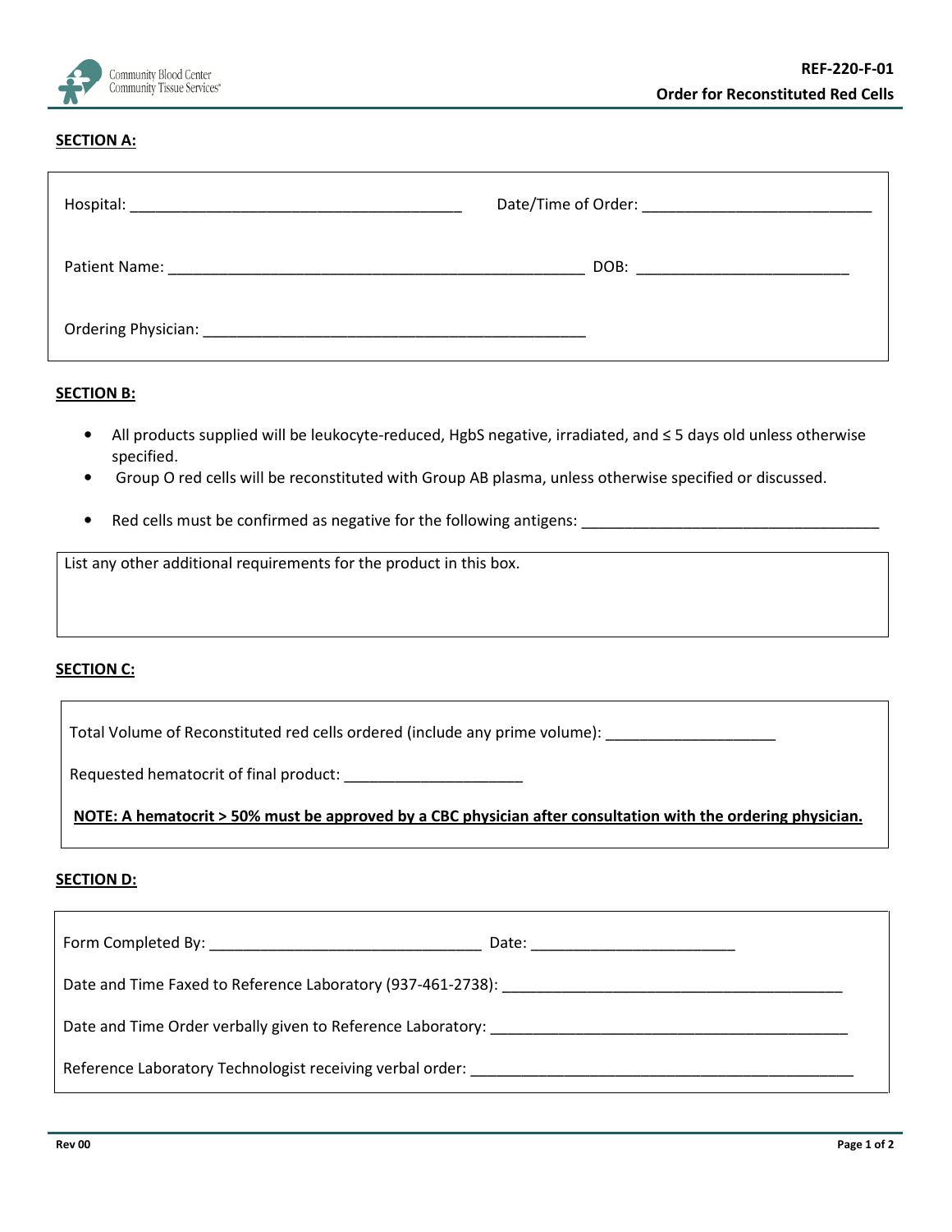Community Blood Center
Community Tissue Services®

**REF-220-F-01**

**Order for Reconstituted Red Cells**

**SECTION A:**

Hospital: ________________________________________ Date/Time of Order: ____________________________

Patient Name: ___________________________________________________ DOB: __________________________

Ordering Physician: ______________________________________________

**SECTION B:**

- All products supplied will be leukocyte-reduced, HgbS negative, irradiated, and ≤ 5 days old unless otherwise specified.
- Group O red cells will be reconstituted with Group AB plasma, unless otherwise specified or discussed.
- Red cells must be confirmed as negative for the following antigens: ____________________________________

List any other additional requirements for the product in this box.

**SECTION C:**

Total Volume of Reconstituted red cells ordered (include any prime volume): ____________________

Requested hematocrit of final product: _____________________

**NOTE: A hematocrit > 50% must be approved by a CBC physician after consultation with the ordering physician.**

**SECTION D:**

Form Completed By: ________________________________ Date: ________________________

Date and Time Faxed to Reference Laboratory (937-461-2738): __________________________________________

Date and Time Order verbally given to Reference Laboratory: ____________________________________________

Reference Laboratory Technologist receiving verbal order: _______________________________________________

Rev 00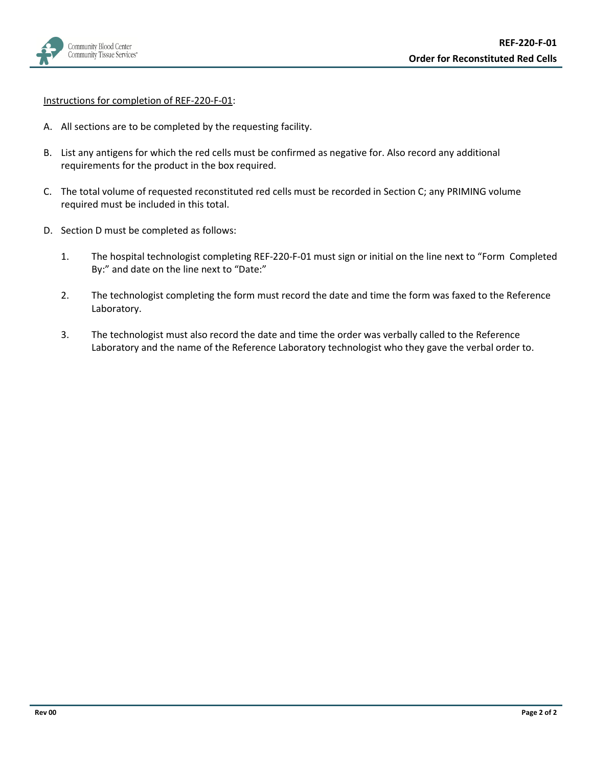<u>Instructions for completion of REF-220-F-01</u>:

A. All sections are to be completed by the requesting facility.

B. List any antigens for which the red cells must be confirmed as negative for. Also record any additional requirements for the product in the box required.

C. The total volume of requested reconstituted red cells must be recorded in Section C; any PRIMING volume required must be included in this total.

D. Section D must be completed as follows:

   1. The hospital technologist completing REF-220-F-01 must sign or initial on the line next to "Form Completed By:" and date on the line next to "Date:"

   2. The technologist completing the form must record the date and time the form was faxed to the Reference Laboratory.

   3. The technologist must also record the date and time the order was verbally called to the Reference Laboratory and the name of the Reference Laboratory technologist who they gave the verbal order to.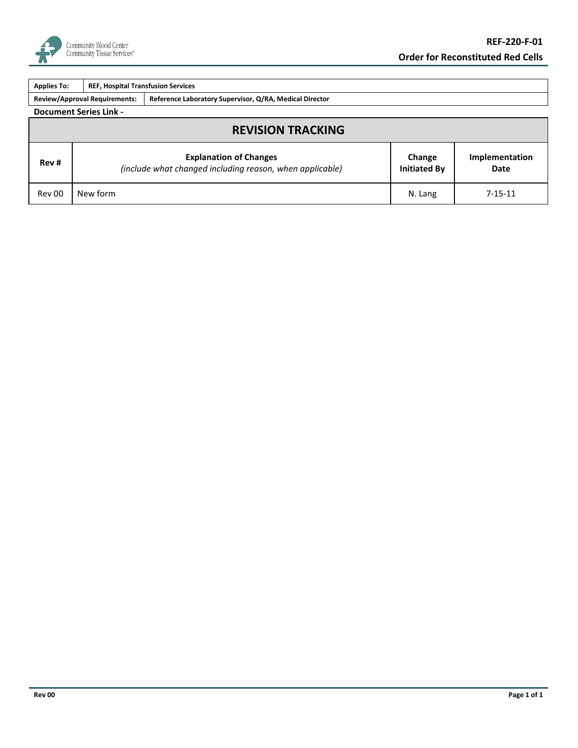| Applies To: | REF, Hospital Transfusion Services |
| --- | --- |
| Review/Approval Requirements: | Reference Laboratory Supervisor, Q/RA, Medical Director |

**Document Series Link -**

## REVISION TRACKING

| Rev # | Explanation of Changes *(include what changed including reason, when applicable)* | Change Initiated By | Implementation Date |
| --- | --- | --- | --- |
| Rev 00 | New form | N. Lang | 7-15-11 |